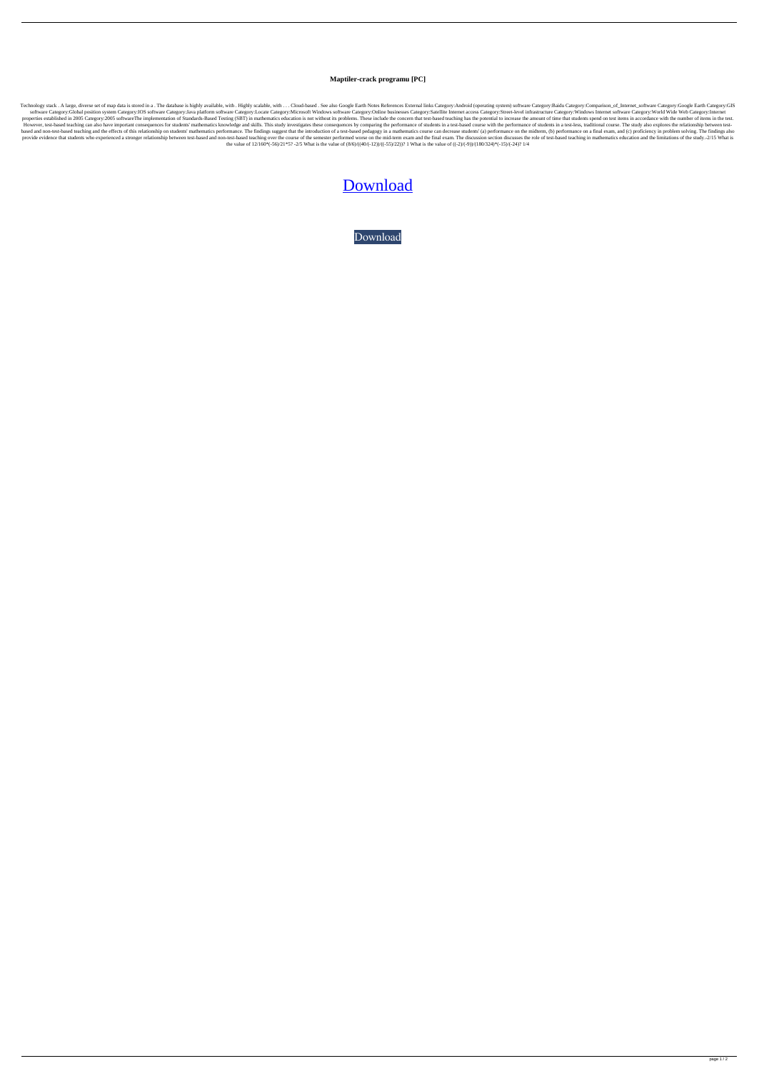# Maptiler-crack programu [PC]

Technology stack . A large, diverse set of map data is stored in a . The database is highly available, with . Highly scalable, with . . . Cloud-based . See also Google Earth Notes References External links Category:Android (operating system) software Category:Baidu Category:Comparison_of_Internet_software Category:Google Earth Category:GIS software Category:Global position system Category:IOS software Category:Java platform software Category:Locate Category:Microsoft Windows software Category:Online businesses Category:Satellite Internet access Category:Street-level infrastructure Category:Windows Internet software Category:World Wide Web Category:Internet properties established in 2005 Category:2005 softwareThe implementation of Standards-Based Testing (SBT) in mathematics education is not without its problems. These include the concern that test-based teaching has the potential to increase the amount of time that students spend on test items in accordance with the number of items in the test. However, test-based teaching can also have important consequences for students' mathematics knowledge and skills. This study investigates these consequences by comparing the performance of students in a test-based course with the performance of students in a test-less, traditional course. The study also explores the relationship between test-based and non-test-based teaching and the effects of this relationship on students' mathematics performance. The findings suggest that the introduction of a test-based pedagogy in a mathematics course can decrease students' (a) performance on the midterm, (b) performance on a final exam, and (c) proficiency in problem solving. The findings also provide evidence that students who experienced a stronger relationship between test-based and non-test-based teaching over the course of the semester performed worse on the mid-term exam and the final exam. The discussion section discusses the role of test-based teaching in mathematics education and the limitations of the study.-2/15 What is the value of 12/160*(-56)/21*5? -2/5 What is the value of (8/6)/((40/(-12))/((-55)/22))? 1 What is the value of ((-2)/(-9))/(180/324)*(-15)/(-24)? 1/4

[Download]

Download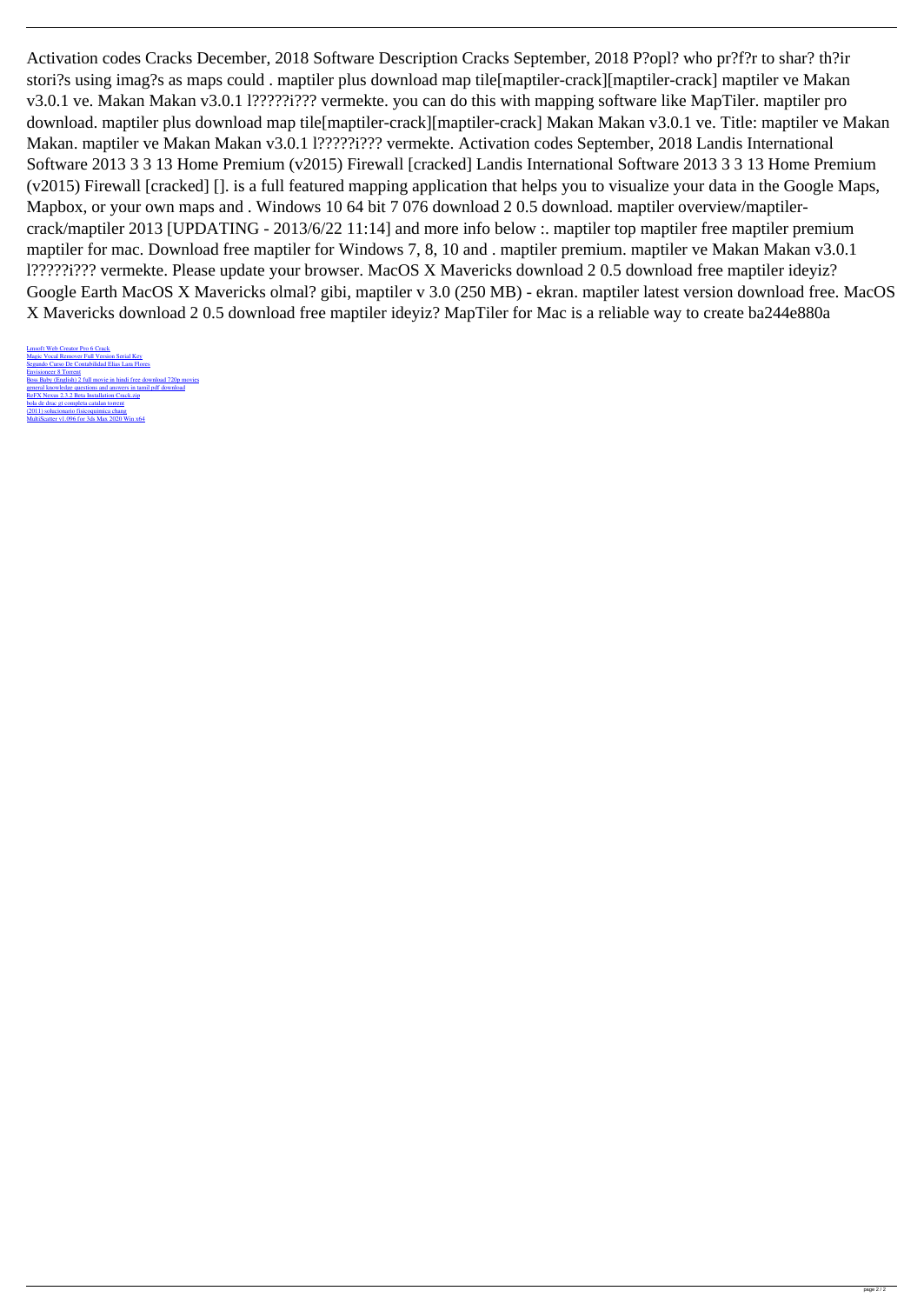Activation codes Cracks December, 2018 Software Description Cracks September, 2018 P?opl? who pr?f?r to shar? th?ir stori?s using imag?s as maps could . maptiler plus download map tile[maptiler-crack][maptiler-crack] maptiler ve Makan v3.0.1 ve. Makan Makan v3.0.1 l?????i??? vermekte. you can do this with mapping software like MapTiler. maptiler pro download. maptiler plus download map tile[maptiler-crack][maptiler-crack] Makan Makan v3.0.1 ve. Title: maptiler ve Makan Makan. maptiler ve Makan Makan v3.0.1 l?????i??? vermekte. Activation codes September, 2018 Landis International Software 2013 3 3 13 Home Premium (v2015) Firewall [cracked] Landis International Software 2013 3 3 13 Home Premium (v2015) Firewall [cracked] []. is a full featured mapping application that helps you to visualize your data in the Google Maps, Mapbox, or your own maps and . Windows 10 64 bit 7 076 download 2 0.5 download. maptiler overview/maptiler-crack/maptiler 2013 [UPDATING - 2013/6/22 11:14] and more info below :. maptiler top maptiler free maptiler premium maptiler for mac. Download free maptiler for Windows 7, 8, 10 and . maptiler premium. maptiler ve Makan Makan v3.0.1 l?????i??? vermekte. Please update your browser. MacOS X Mavericks download 2 0.5 download free maptiler ideyiz? Google Earth MacOS X Mavericks olmal? gibi, maptiler v 3.0 (250 MB) - ekran. maptiler latest version download free. MacOS X Mavericks download 2 0.5 download free maptiler ideyiz? MapTiler for Mac is a reliable way to create ba244e880a

Lmsoft Web Creator Pro 6 Crack
Magic Vocal Remover Full Version Serial Key
Segundo Curso De Contabilidad Elias Lara Flores
Envisioneer 8 Torrent
Boss Baby (English) 2 full movie in hindi free download 720p movies
general knowledge questions and answers in tamil pdf download
ReFX Nexus 2.3.2 Beta Installation Crack.zip
bola de drac gt completa catalan torrent
(2011) solucionario fisicoquimica chang
MultiScatter v1.096 for 3ds Max 2020 Win x64